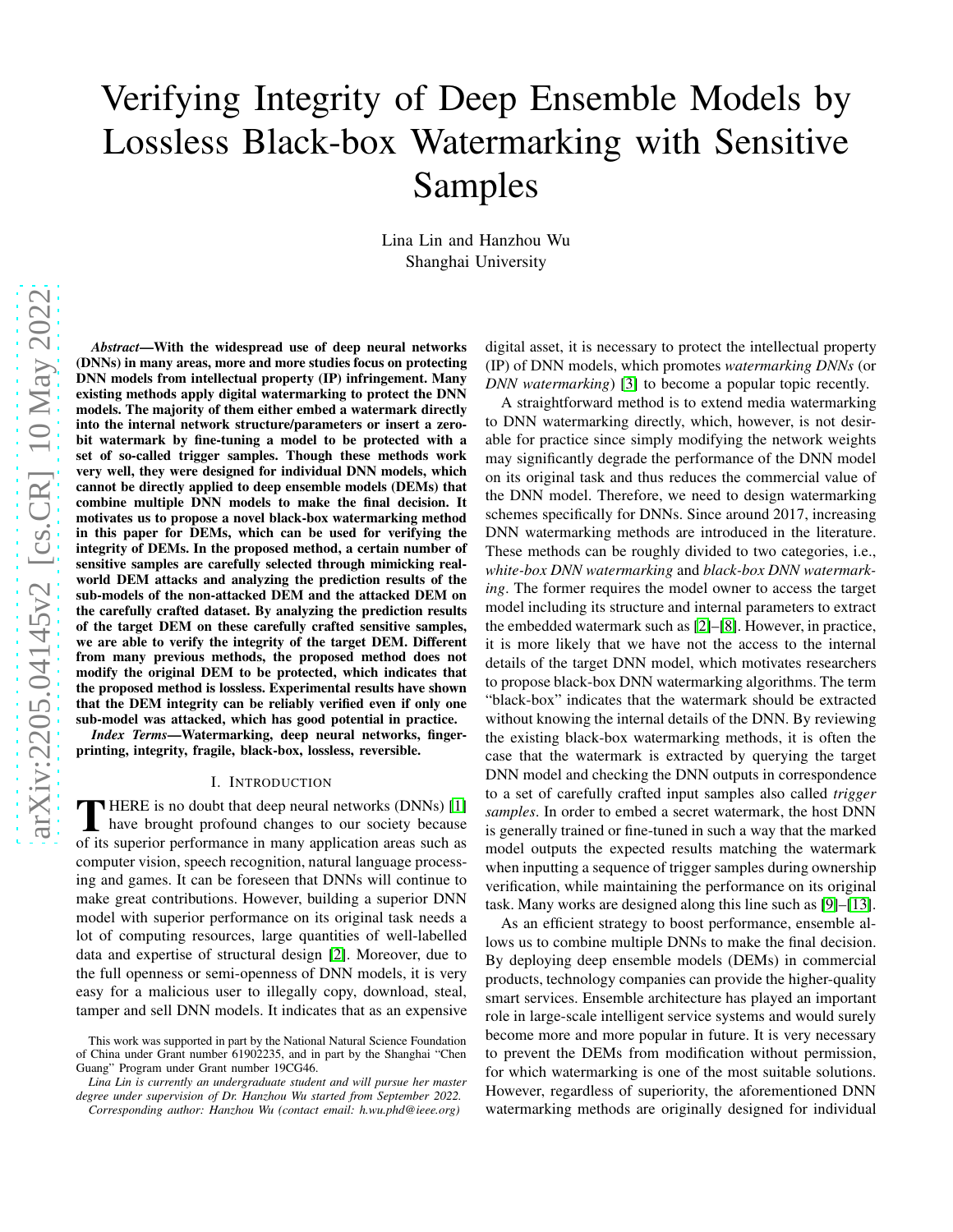# Verifying Integrity of Deep Ensemble Models by Lossless Black-box Watermarking with Sensitive Samples

Lina Lin and Hanzhou Wu
Shanghai University

***Abstract*—With the widespread use of deep neural networks (DNNs) in many areas, more and more studies focus on protecting DNN models from intellectual property (IP) infringement. Many existing methods apply digital watermarking to protect the DNN models. The majority of them either embed a watermark directly into the internal network structure/parameters or insert a zero-bit watermark by fine-tuning a model to be protected with a set of so-called trigger samples. Though these methods work very well, they were designed for individual DNN models, which cannot be directly applied to deep ensemble models (DEMs) that combine multiple DNN models to make the final decision. It motivates us to propose a novel black-box watermarking method in this paper for DEMs, which can be used for verifying the integrity of DEMs. In the proposed method, a certain number of sensitive samples are carefully selected through mimicking real-world DEM attacks and analyzing the prediction results of the sub-models of the non-attacked DEM and the attacked DEM on the carefully crafted dataset. By analyzing the prediction results of the target DEM on these carefully crafted sensitive samples, we are able to verify the integrity of the target DEM. Different from many previous methods, the proposed method does not modify the original DEM to be protected, which indicates that the proposed method is lossless. Experimental results have shown that the DEM integrity can be reliably verified even if only one sub-model was attacked, which has good potential in practice.**

***Index Terms*—Watermarking, deep neural networks, fingerprinting, integrity, fragile, black-box, lossless, reversible.**

## I. Introduction

There is no doubt that deep neural networks (DNNs) [1] have brought profound changes to our society because of its superior performance in many application areas such as computer vision, speech recognition, natural language processing and games. It can be foreseen that DNNs will continue to make great contributions. However, building a superior DNN model with superior performance on its original task needs a lot of computing resources, large quantities of well-labelled data and expertise of structural design [2]. Moreover, due to the full openness or semi-openness of DNN models, it is very easy for a malicious user to illegally copy, download, steal, tamper and sell DNN models. It indicates that as an expensive digital asset, it is necessary to protect the intellectual property (IP) of DNN models, which promotes *watermarking DNNs* (or *DNN watermarking*) [3] to become a popular topic recently.

A straightforward method is to extend media watermarking to DNN watermarking directly, which, however, is not desirable for practice since simply modifying the network weights may significantly degrade the performance of the DNN model on its original task and thus reduces the commercial value of the DNN model. Therefore, we need to design watermarking schemes specifically for DNNs. Since around 2017, increasing DNN watermarking methods are introduced in the literature. These methods can be roughly divided to two categories, i.e., *white-box DNN watermarking* and *black-box DNN watermarking*. The former requires the model owner to access the target model including its structure and internal parameters to extract the embedded watermark such as [2]–[8]. However, in practice, it is more likely that we have not the access to the internal details of the target DNN model, which motivates researchers to propose black-box DNN watermarking algorithms. The term "black-box" indicates that the watermark should be extracted without knowing the internal details of the DNN. By reviewing the existing black-box watermarking methods, it is often the case that the watermark is extracted by querying the target DNN model and checking the DNN outputs in correspondence to a set of carefully crafted input samples also called *trigger samples*. In order to embed a secret watermark, the host DNN is generally trained or fine-tuned in such a way that the marked model outputs the expected results matching the watermark when inputting a sequence of trigger samples during ownership verification, while maintaining the performance on its original task. Many works are designed along this line such as [9]–[13].

As an efficient strategy to boost performance, ensemble allows us to combine multiple DNNs to make the final decision. By deploying deep ensemble models (DEMs) in commercial products, technology companies can provide the higher-quality smart services. Ensemble architecture has played an important role in large-scale intelligent service systems and would surely become more and more popular in future. It is very necessary to prevent the DEMs from modification without permission, for which watermarking is one of the most suitable solutions. However, regardless of superiority, the aforementioned DNN watermarking methods are originally designed for individual

This work was supported in part by the National Natural Science Foundation of China under Grant number 61902235, and in part by the Shanghai "Chen Guang" Program under Grant number 19CG46.

*Lina Lin is currently an undergraduate student and will pursue her master degree under supervision of Dr. Hanzhou Wu started from September 2022.*

*Corresponding author: Hanzhou Wu (contact email: h.wu.phd@ieee.org)*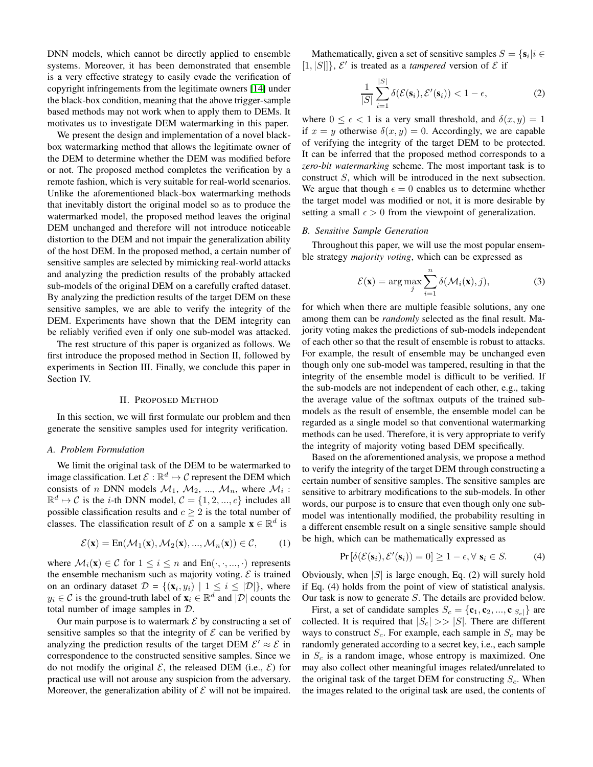DNN models, which cannot be directly applied to ensemble systems. Moreover, it has been demonstrated that ensemble is a very effective strategy to easily evade the verification of copyright infringements from the legitimate owners [14] under the black-box condition, meaning that the above trigger-sample based methods may not work when to apply them to DEMs. It motivates us to investigate DEM watermarking in this paper.

We present the design and implementation of a novel black-box watermarking method that allows the legitimate owner of the DEM to determine whether the DEM was modified before or not. The proposed method completes the verification by a remote fashion, which is very suitable for real-world scenarios. Unlike the aforementioned black-box watermarking methods that inevitably distort the original model so as to produce the watermarked model, the proposed method leaves the original DEM unchanged and therefore will not introduce noticeable distortion to the DEM and not impair the generalization ability of the host DEM. In the proposed method, a certain number of sensitive samples are selected by mimicking real-world attacks and analyzing the prediction results of the probably attacked sub-models of the original DEM on a carefully crafted dataset. By analyzing the prediction results of the target DEM on these sensitive samples, we are able to verify the integrity of the DEM. Experiments have shown that the DEM integrity can be reliably verified even if only one sub-model was attacked.

The rest structure of this paper is organized as follows. We first introduce the proposed method in Section II, followed by experiments in Section III. Finally, we conclude this paper in Section IV.

## II. Proposed Method

In this section, we will first formulate our problem and then generate the sensitive samples used for integrity verification.

### A. Problem Formulation

We limit the original task of the DEM to be watermarked to image classification. Let $\mathcal{E}: \mathbb{R}^d \mapsto \mathcal{C}$ represent the DEM which consists of $n$ DNN models $\mathcal{M}_1$, $\mathcal{M}_2$, ..., $\mathcal{M}_n$, where $\mathcal{M}_i : \mathbb{R}^d \mapsto \mathcal{C}$ is the $i$-th DNN model, $\mathcal{C} = \{1, 2, ..., c\}$ includes all possible classification results and $c \geq 2$ is the total number of classes. The classification result of $\mathcal{E}$ on a sample $\mathbf{x} \in \mathbb{R}^d$ is

$$\mathcal{E}(\mathbf{x}) = \text{En}(\mathcal{M}_1(\mathbf{x}), \mathcal{M}_2(\mathbf{x}), ..., \mathcal{M}_n(\mathbf{x})) \in \mathcal{C}, \tag{1}$$

where $\mathcal{M}_i(\mathbf{x}) \in \mathcal{C}$ for $1 \leq i \leq n$ and $\text{En}(\cdot, \cdot, ..., \cdot)$ represents the ensemble mechanism such as majority voting. $\mathcal{E}$ is trained on an ordinary dataset $\mathcal{D} = \{(\mathbf{x}_i, y_i) \mid 1 \leq i \leq |\mathcal{D}|\}$, where $y_i \in \mathcal{C}$ is the ground-truth label of $\mathbf{x}_i \in \mathbb{R}^d$ and $|\mathcal{D}|$ counts the total number of image samples in $\mathcal{D}$.

Our main purpose is to watermark $\mathcal{E}$ by constructing a set of sensitive samples so that the integrity of $\mathcal{E}$ can be verified by analyzing the prediction results of the target DEM $\mathcal{E}' \approx \mathcal{E}$ in correspondence to the constructed sensitive samples. Since we do not modify the original $\mathcal{E}$, the released DEM (i.e., $\mathcal{E}$) for practical use will not arouse any suspicion from the adversary. Moreover, the generalization ability of $\mathcal{E}$ will not be impaired.

Mathematically, given a set of sensitive samples $S = \{\mathbf{s}_i | i \in [1, |S|]\}$, $\mathcal{E}'$ is treated as a *tampered* version of $\mathcal{E}$ if

$$\frac{1}{|S|}\sum_{i=1}^{|S|} \delta(\mathcal{E}(\mathbf{s}_i), \mathcal{E}'(\mathbf{s}_i)) < 1 - \epsilon, \tag{2}$$

where $0 \leq \epsilon < 1$ is a very small threshold, and $\delta(x, y) = 1$ if $x = y$ otherwise $\delta(x, y) = 0$. Accordingly, we are capable of verifying the integrity of the target DEM to be protected. It can be inferred that the proposed method corresponds to a *zero-bit watermarking* scheme. The most important task is to construct $S$, which will be introduced in the next subsection. We argue that though $\epsilon = 0$ enables us to determine whether the target model was modified or not, it is more desirable by setting a small $\epsilon > 0$ from the viewpoint of generalization.

### B. Sensitive Sample Generation

Throughout this paper, we will use the most popular ensemble strategy *majority voting*, which can be expressed as

$$\mathcal{E}(\mathbf{x}) = \arg\max_j \sum_{i=1}^{n} \delta(\mathcal{M}_i(\mathbf{x}), j), \tag{3}$$

for which when there are multiple feasible solutions, any one among them can be *randomly* selected as the final result. Majority voting makes the predictions of sub-models independent of each other so that the result of ensemble is robust to attacks. For example, the result of ensemble may be unchanged even though only one sub-model was tampered, resulting in that the integrity of the ensemble model is difficult to be verified. If the sub-models are not independent of each other, e.g., taking the average value of the softmax outputs of the trained sub-models as the result of ensemble, the ensemble model can be regarded as a single model so that conventional watermarking methods can be used. Therefore, it is very appropriate to verify the integrity of majority voting based DEM specifically.

Based on the aforementioned analysis, we propose a method to verify the integrity of the target DEM through constructing a certain number of sensitive samples. The sensitive samples are sensitive to arbitrary modifications to the sub-models. In other words, our purpose is to ensure that even though only one sub-model was intentionally modified, the probability resulting in a different ensemble result on a single sensitive sample should be high, which can be mathematically expressed as

$$\Pr\left[\delta(\mathcal{E}(\mathbf{s}_i), \mathcal{E}'(\mathbf{s}_i)) = 0\right] \geq 1 - \epsilon, \forall\ \mathbf{s}_i \in S. \tag{4}$$

Obviously, when $|S|$ is large enough, Eq. (2) will surely hold if Eq. (4) holds from the point of view of statistical analysis. Our task is now to generate $S$. The details are provided below.

First, a set of candidate samples $S_c = \{\mathbf{c}_1, \mathbf{c}_2, ..., \mathbf{c}_{|S_c|}\}$ are collected. It is required that $|S_c| >> |S|$. There are different ways to construct $S_c$. For example, each sample in $S_c$ may be randomly generated according to a secret key, i.e., each sample in $S_c$ is a random image, whose entropy is maximized. One may also collect other meaningful images related/unrelated to the original task of the target DEM for constructing $S_c$. When the images related to the original task are used, the contents of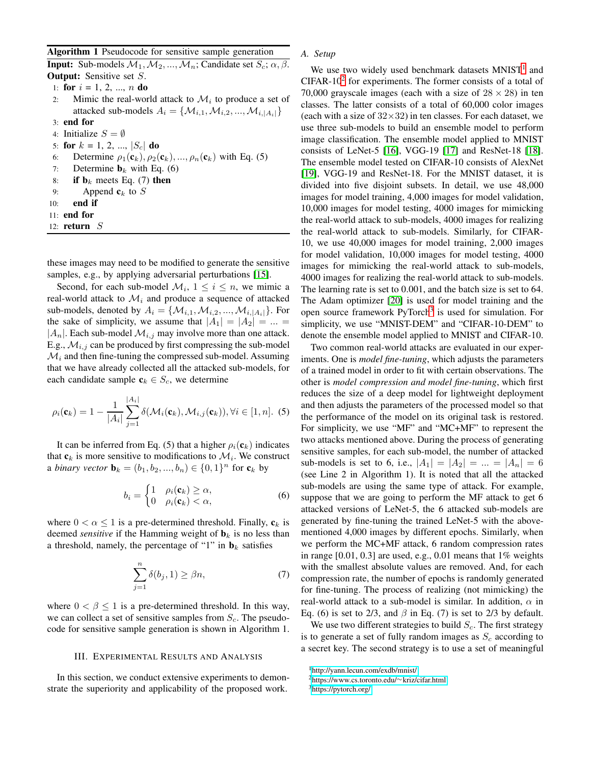**Algorithm 1** Pseudocode for sensitive sample generation

**Input:** Sub-models $\mathcal{M}_1, \mathcal{M}_2, ..., \mathcal{M}_n$; Candidate set $S_c$; $\alpha, \beta$.
**Output:** Sensitive set $S$.

```
1: for i = 1, 2, ..., n do
2:     Mimic the real-world attack to M_i to produce a set of
       attacked sub-models A_i = {M_{i,1}, M_{i,2}, ..., M_{i,|A_i|}}
3: end for
4: Initialize S = ∅
5: for k = 1, 2, ..., |S_c| do
6:     Determine ρ_1(c_k), ρ_2(c_k), ..., ρ_n(c_k) with Eq. (5)
7:     Determine b_k with Eq. (6)
8:     if b_k meets Eq. (7) then
9:         Append c_k to S
10:    end if
11: end for
12: return S
```

these images may need to be modified to generate the sensitive samples, e.g., by applying adversarial perturbations [15].

Second, for each sub-model $\mathcal{M}_i$, $1 \leq i \leq n$, we mimic a real-world attack to $\mathcal{M}_i$ and produce a sequence of attacked sub-models, denoted by $A_i = \{\mathcal{M}_{i,1}, \mathcal{M}_{i,2}, ..., \mathcal{M}_{i,|A_i|}\}$. For the sake of simplicity, we assume that $|A_1| = |A_2| = ... = |A_n|$. Each sub-model $\mathcal{M}_{i,j}$ may involve more than one attack. E.g., $\mathcal{M}_{i,j}$ can be produced by first compressing the sub-model $\mathcal{M}_i$ and then fine-tuning the compressed sub-model. Assuming that we have already collected all the attacked sub-models, for each candidate sample $\mathbf{c}_k \in S_c$, we determine

$$\rho_i(\mathbf{c}_k) = 1 - \frac{1}{|A_i|}\sum_{j=1}^{|A_i|}\delta(\mathcal{M}_i(\mathbf{c}_k), \mathcal{M}_{i,j}(\mathbf{c}_k)), \forall i \in [1, n]. \quad (5)$$

It can be inferred from Eq. (5) that a higher $\rho_i(\mathbf{c}_k)$ indicates that $\mathbf{c}_k$ is more sensitive to modifications to $\mathcal{M}_i$. We construct a *binary vector* $\mathbf{b}_k = (b_1, b_2, ..., b_n) \in \{0, 1\}^n$ for $\mathbf{c}_k$ by

$$b_i = \begin{cases} 1 & \rho_i(\mathbf{c}_k) \geq \alpha, \\ 0 & \rho_i(\mathbf{c}_k) < \alpha, \end{cases} \quad (6)$$

where $0 < \alpha \leq 1$ is a pre-determined threshold. Finally, $\mathbf{c}_k$ is deemed *sensitive* if the Hamming weight of $\mathbf{b}_k$ is no less than a threshold, namely, the percentage of "1" in $\mathbf{b}_k$ satisfies

$$\sum_{j=1}^{n}\delta(b_j, 1) \geq \beta n, \quad (7)$$

where $0 < \beta \leq 1$ is a pre-determined threshold. In this way, we can collect a set of sensitive samples from $S_c$. The pseudocode for sensitive sample generation is shown in Algorithm 1.

## III. Experimental Results and Analysis

In this section, we conduct extensive experiments to demonstrate the superiority and applicability of the proposed work.

### A. Setup

We use two widely used benchmark datasets MNIST[1] and CIFAR-10[2] for experiments. The former consists of a total of 70,000 grayscale images (each with a size of $28 \times 28$) in ten classes. The latter consists of a total of 60,000 color images (each with a size of $32 \times 32$) in ten classes. For each dataset, we use three sub-models to build an ensemble model to perform image classification. The ensemble model applied to MNIST consists of LeNet-5 [16], VGG-19 [17] and ResNet-18 [18]. The ensemble model tested on CIFAR-10 consists of AlexNet [19], VGG-19 and ResNet-18. For the MNIST dataset, it is divided into five disjoint subsets. In detail, we use 48,000 images for model training, 4,000 images for model validation, 10,000 images for model testing, 4000 images for mimicking the real-world attack to sub-models, 4000 images for realizing the real-world attack to sub-models. Similarly, for CIFAR-10, we use 40,000 images for model training, 2,000 images for model validation, 10,000 images for model testing, 4000 images for mimicking the real-world attack to sub-models, 4000 images for realizing the real-world attack to sub-models. The learning rate is set to 0.001, and the batch size is set to 64. The Adam optimizer [20] is used for model training and the open source framework PyTorch[3] is used for simulation. For simplicity, we use "MNIST-DEM" and "CIFAR-10-DEM" to denote the ensemble model applied to MNIST and CIFAR-10.

Two common real-world attacks are evaluated in our experiments. One is *model fine-tuning*, which adjusts the parameters of a trained model in order to fit with certain observations. The other is *model compression and model fine-tuning*, which first reduces the size of a deep model for lightweight deployment and then adjusts the parameters of the processed model so that the performance of the model on its original task is restored. For simplicity, we use "MF" and "MC+MF" to represent the two attacks mentioned above. During the process of generating sensitive samples, for each sub-model, the number of attacked sub-models is set to 6, i.e., $|A_1| = |A_2| = ... = |A_n| = 6$ (see Line 2 in Algorithm 1). It is noted that all the attacked sub-models are using the same type of attack. For example, suppose that we are going to perform the MF attack to get 6 attacked versions of LeNet-5, the 6 attacked sub-models are generated by fine-tuning the trained LeNet-5 with the above-mentioned 4,000 images by different epochs. Similarly, when we perform the MC+MF attack, 6 random compression rates in range [0.01, 0.3] are used, e.g., 0.01 means that 1% weights with the smallest absolute values are removed. And, for each compression rate, the number of epochs is randomly generated for fine-tuning. The process of realizing (not mimicking) the real-world attack to a sub-model is similar. In addition, $\alpha$ in Eq. (6) is set to 2/3, and $\beta$ in Eq. (7) is set to 2/3 by default.

We use two different strategies to build $S_c$. The first strategy is to generate a set of fully random images as $S_c$ according to a secret key. The second strategy is to use a set of meaningful

[1] http://yann.lecun.com/exdb/mnist/
[2] https://www.cs.toronto.edu/~kriz/cifar.html
[3] https://pytorch.org/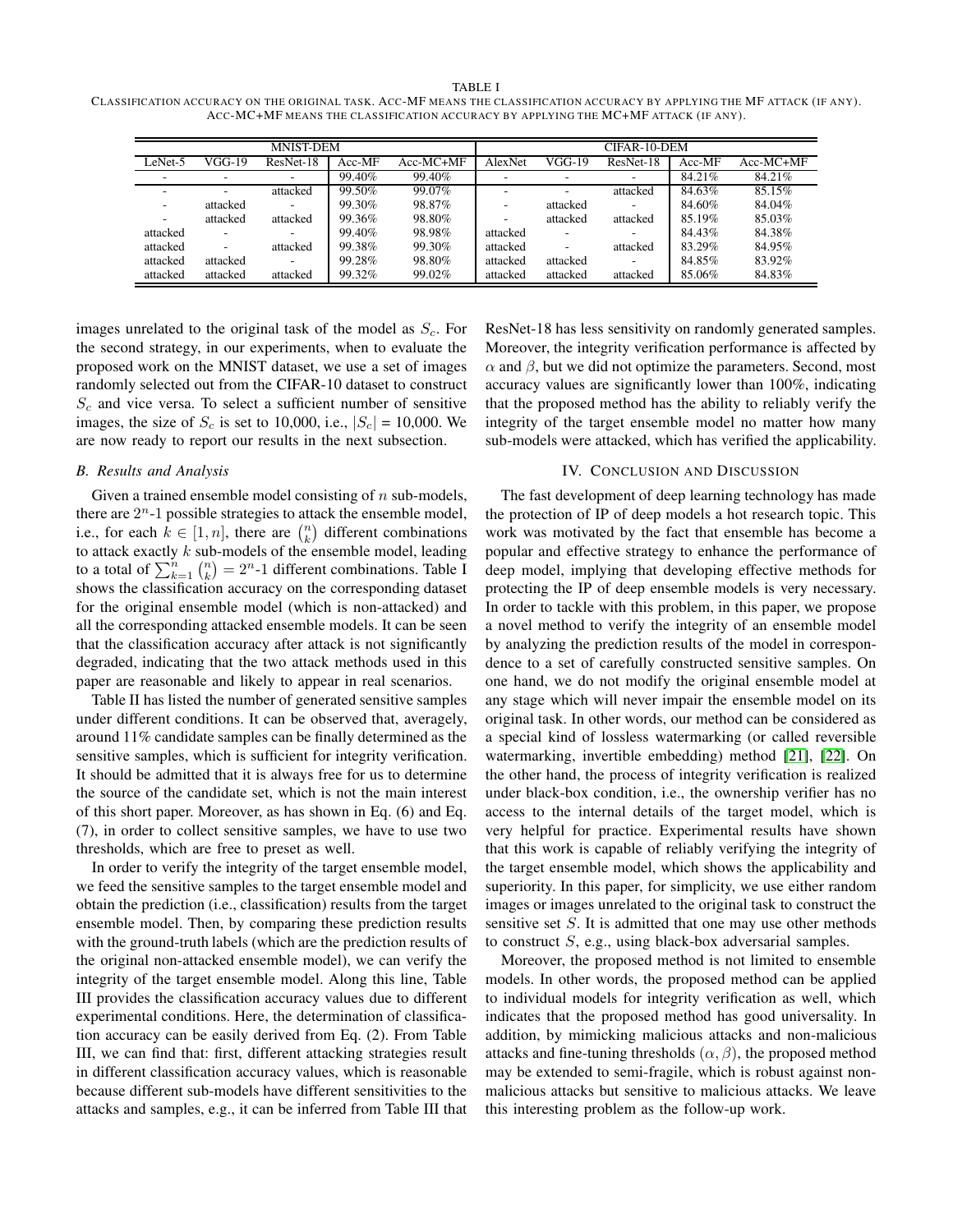TABLE I

CLASSIFICATION ACCURACY ON THE ORIGINAL TASK. ACC-MF MEANS THE CLASSIFICATION ACCURACY BY APPLYING THE MF ATTACK (IF ANY). ACC-MC+MF MEANS THE CLASSIFICATION ACCURACY BY APPLYING THE MC+MF ATTACK (IF ANY).

| MNIST-DEM | | | | | CIFAR-10-DEM | | | | |
|---|---|---|---|---|---|---|---|---|---|
| LeNet-5 | VGG-19 | ResNet-18 | Acc-MF | Acc-MC+MF | AlexNet | VGG-19 | ResNet-18 | Acc-MF | Acc-MC+MF |
| - | - | - | 99.40% | 99.40% | - | - | - | 84.21% | 84.21% |
| - | - | attacked | 99.50% | 99.07% | - | - | attacked | 84.63% | 85.15% |
| - | attacked | - | 99.30% | 98.87% | - | attacked | - | 84.60% | 84.04% |
| - | attacked | attacked | 99.36% | 98.80% | - | attacked | attacked | 85.19% | 85.03% |
| attacked | - | - | 99.40% | 98.98% | attacked | - | - | 84.43% | 84.38% |
| attacked | - | attacked | 99.38% | 99.30% | attacked | - | attacked | 83.29% | 84.95% |
| attacked | attacked | - | 99.28% | 98.80% | attacked | attacked | - | 84.85% | 83.92% |
| attacked | attacked | attacked | 99.32% | 99.02% | attacked | attacked | attacked | 85.06% | 84.83% |

images unrelated to the original task of the model as $S_c$. For the second strategy, in our experiments, when to evaluate the proposed work on the MNIST dataset, we use a set of images randomly selected out from the CIFAR-10 dataset to construct $S_c$ and vice versa. To select a sufficient number of sensitive images, the size of $S_c$ is set to 10,000, i.e., $|S_c|$ = 10,000. We are now ready to report our results in the next subsection.

### B. Results and Analysis

Given a trained ensemble model consisting of $n$ sub-models, there are $2^n$-1 possible strategies to attack the ensemble model, i.e., for each $k \in [1, n]$, there are $\binom{n}{k}$ different combinations to attack exactly $k$ sub-models of the ensemble model, leading to a total of $\sum_{k=1}^{n} \binom{n}{k} = 2^n$-1 different combinations. Table I shows the classification accuracy on the corresponding dataset for the original ensemble model (which is non-attacked) and all the corresponding attacked ensemble models. It can be seen that the classification accuracy after attack is not significantly degraded, indicating that the two attack methods used in this paper are reasonable and likely to appear in real scenarios.

Table II has listed the number of generated sensitive samples under different conditions. It can be observed that, averagely, around 11% candidate samples can be finally determined as the sensitive samples, which is sufficient for integrity verification. It should be admitted that it is always free for us to determine the source of the candidate set, which is not the main interest of this short paper. Moreover, as has shown in Eq. (6) and Eq. (7), in order to collect sensitive samples, we have to use two thresholds, which are free to preset as well.

In order to verify the integrity of the target ensemble model, we feed the sensitive samples to the target ensemble model and obtain the prediction (i.e., classification) results from the target ensemble model. Then, by comparing these prediction results with the ground-truth labels (which are the prediction results of the original non-attacked ensemble model), we can verify the integrity of the target ensemble model. Along this line, Table III provides the classification accuracy values due to different experimental conditions. Here, the determination of classification accuracy can be easily derived from Eq. (2). From Table III, we can find that: first, different attacking strategies result in different classification accuracy values, which is reasonable because different sub-models have different sensitivities to the attacks and samples, e.g., it can be inferred from Table III that ResNet-18 has less sensitivity on randomly generated samples. Moreover, the integrity verification performance is affected by $\alpha$ and $\beta$, but we did not optimize the parameters. Second, most accuracy values are significantly lower than 100%, indicating that the proposed method has the ability to reliably verify the integrity of the target ensemble model no matter how many sub-models were attacked, which has verified the applicability.

## IV. CONCLUSION AND DISCUSSION

The fast development of deep learning technology has made the protection of IP of deep models a hot research topic. This work was motivated by the fact that ensemble has become a popular and effective strategy to enhance the performance of deep model, implying that developing effective methods for protecting the IP of deep ensemble models is very necessary. In order to tackle with this problem, in this paper, we propose a novel method to verify the integrity of an ensemble model by analyzing the prediction results of the model in correspondence to a set of carefully constructed sensitive samples. On one hand, we do not modify the original ensemble model at any stage which will never impair the ensemble model on its original task. In other words, our method can be considered as a special kind of lossless watermarking (or called reversible watermarking, invertible embedding) method [21], [22]. On the other hand, the process of integrity verification is realized under black-box condition, i.e., the ownership verifier has no access to the internal details of the target model, which is very helpful for practice. Experimental results have shown that this work is capable of reliably verifying the integrity of the target ensemble model, which shows the applicability and superiority. In this paper, for simplicity, we use either random images or images unrelated to the original task to construct the sensitive set $S$. It is admitted that one may use other methods to construct $S$, e.g., using black-box adversarial samples.

Moreover, the proposed method is not limited to ensemble models. In other words, the proposed method can be applied to individual models for integrity verification as well, which indicates that the proposed method has good universality. In addition, by mimicking malicious attacks and non-malicious attacks and fine-tuning thresholds $(\alpha, \beta)$, the proposed method may be extended to semi-fragile, which is robust against non-malicious attacks but sensitive to malicious attacks. We leave this interesting problem as the follow-up work.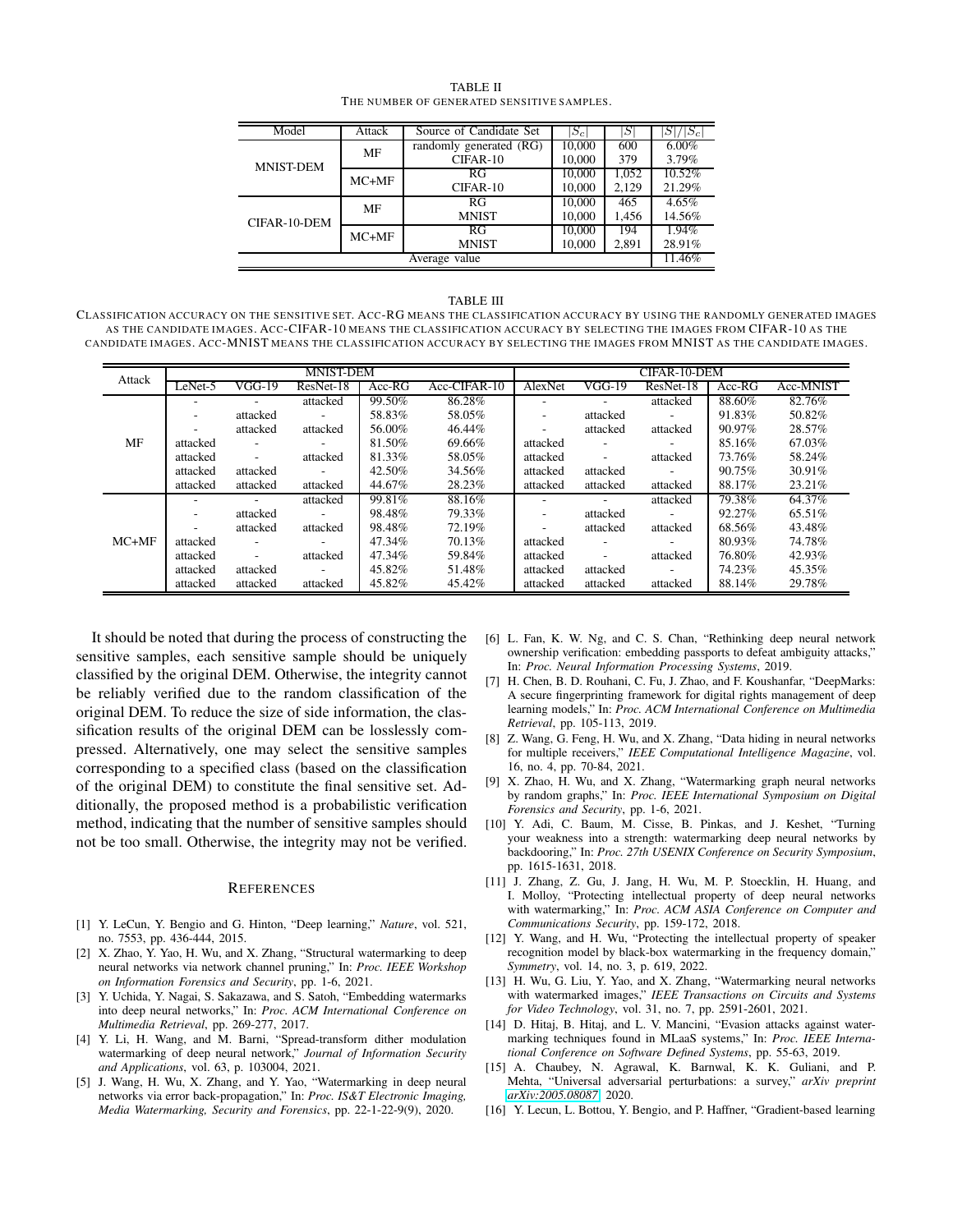TABLE II
THE NUMBER OF GENERATED SENSITIVE SAMPLES.

| Model | Attack | Source of Candidate Set | $\|S_c\|$ | $\|S\|$ | $\|S\|/\|S_c\|$ |
|---|---|---|---|---|---|
| MNIST-DEM | MF | randomly generated (RG) | 10,000 | 600 | 6.00% |
| | | CIFAR-10 | 10,000 | 379 | 3.79% |
| | MC+MF | RG | 10,000 | 1,052 | 10.52% |
| | | CIFAR-10 | 10,000 | 2,129 | 21.29% |
| CIFAR-10-DEM | MF | RG | 10,000 | 465 | 4.65% |
| | | MNIST | 10,000 | 1,456 | 14.56% |
| | MC+MF | RG | 10,000 | 194 | 1.94% |
| | | MNIST | 10,000 | 2,891 | 28.91% |
| Average value | | | | | 11.46% |

TABLE III
CLASSIFICATION ACCURACY ON THE SENSITIVE SET. ACC-RG MEANS THE CLASSIFICATION ACCURACY BY USING THE RANDOMLY GENERATED IMAGES AS THE CANDIDATE IMAGES. ACC-CIFAR-10 MEANS THE CLASSIFICATION ACCURACY BY SELECTING THE IMAGES FROM CIFAR-10 AS THE CANDIDATE IMAGES. ACC-MNIST MEANS THE CLASSIFICATION ACCURACY BY SELECTING THE IMAGES FROM MNIST AS THE CANDIDATE IMAGES.

| Attack | MNIST-DEM | | | | | CIFAR-10-DEM | | | | |
|---|---|---|---|---|---|---|---|---|---|---|
| | LeNet-5 | VGG-19 | ResNet-18 | Acc-RG | Acc-CIFAR-10 | AlexNet | VGG-19 | ResNet-18 | Acc-RG | Acc-MNIST |
| MF | - | - | attacked | 99.50% | 86.28% | - | - | attacked | 88.60% | 82.76% |
| | - | attacked | - | 58.83% | 58.05% | - | attacked | - | 91.83% | 50.82% |
| | - | attacked | attacked | 56.00% | 46.44% | - | attacked | attacked | 90.97% | 28.57% |
| | attacked | - | - | 81.50% | 69.66% | attacked | - | - | 85.16% | 67.03% |
| | attacked | - | attacked | 81.33% | 58.05% | attacked | - | attacked | 73.76% | 58.24% |
| | attacked | attacked | - | 42.50% | 34.56% | attacked | attacked | - | 90.75% | 30.91% |
| | attacked | attacked | attacked | 44.67% | 28.23% | attacked | attacked | attacked | 88.17% | 23.21% |
| MC+MF | - | - | attacked | 99.81% | 88.16% | - | - | attacked | 79.38% | 64.37% |
| | - | attacked | - | 98.48% | 79.33% | - | attacked | - | 92.27% | 65.51% |
| | - | attacked | attacked | 98.48% | 72.19% | - | attacked | attacked | 68.56% | 43.48% |
| | attacked | - | - | 47.34% | 70.13% | attacked | - | - | 80.93% | 74.78% |
| | attacked | - | attacked | 47.34% | 59.84% | attacked | - | attacked | 76.80% | 42.93% |
| | attacked | attacked | - | 45.82% | 51.48% | attacked | attacked | - | 74.23% | 45.35% |
| | attacked | attacked | attacked | 45.82% | 45.42% | attacked | attacked | attacked | 88.14% | 29.78% |

It should be noted that during the process of constructing the sensitive samples, each sensitive sample should be uniquely classified by the original DEM. Otherwise, the integrity cannot be reliably verified due to the random classification of the original DEM. To reduce the size of side information, the classification results of the original DEM can be losslessly compressed. Alternatively, one may select the sensitive samples corresponding to a specified class (based on the classification of the original DEM) to constitute the final sensitive set. Additionally, the proposed method is a probabilistic verification method, indicating that the number of sensitive samples should not be too small. Otherwise, the integrity may not be verified.

## References

[1] Y. LeCun, Y. Bengio and G. Hinton, "Deep learning," *Nature*, vol. 521, no. 7553, pp. 436-444, 2015.

[2] X. Zhao, Y. Yao, H. Wu, and X. Zhang, "Structural watermarking to deep neural networks via network channel pruning," In: *Proc. IEEE Workshop on Information Forensics and Security*, pp. 1-6, 2021.

[3] Y. Uchida, Y. Nagai, S. Sakazawa, and S. Satoh, "Embedding watermarks into deep neural networks," In: *Proc. ACM International Conference on Multimedia Retrieval*, pp. 269-277, 2017.

[4] Y. Li, H. Wang, and M. Barni, "Spread-transform dither modulation watermarking of deep neural network," *Journal of Information Security and Applications*, vol. 63, p. 103004, 2021.

[5] J. Wang, H. Wu, X. Zhang, and Y. Yao, "Watermarking in deep neural networks via error back-propagation," In: *Proc. IS&T Electronic Imaging, Media Watermarking, Security and Forensics*, pp. 22-1-22-9(9), 2020.

[6] L. Fan, K. W. Ng, and C. S. Chan, "Rethinking deep neural network ownership verification: embedding passports to defeat ambiguity attacks," In: *Proc. Neural Information Processing Systems*, 2019.

[7] H. Chen, B. D. Rouhani, C. Fu, J. Zhao, and F. Koushanfar, "DeepMarks: A secure fingerprinting framework for digital rights management of deep learning models," In: *Proc. ACM International Conference on Multimedia Retrieval*, pp. 105-113, 2019.

[8] Z. Wang, G. Feng, H. Wu, and X. Zhang, "Data hiding in neural networks for multiple receivers," *IEEE Computational Intelligence Magazine*, vol. 16, no. 4, pp. 70-84, 2021.

[9] X. Zhao, H. Wu, and X. Zhang, "Watermarking graph neural networks by random graphs," In: *Proc. IEEE International Symposium on Digital Forensics and Security*, pp. 1-6, 2021.

[10] Y. Adi, C. Baum, M. Cisse, B. Pinkas, and J. Keshet, "Turning your weakness into a strength: watermarking deep neural networks by backdooring," In: *Proc. 27th USENIX Conference on Security Symposium*, pp. 1615-1631, 2018.

[11] J. Zhang, Z. Gu, J. Jang, H. Wu, M. P. Stoecklin, H. Huang, and I. Molloy, "Protecting intellectual property of deep neural networks with watermarking," In: *Proc. ACM ASIA Conference on Computer and Communications Security*, pp. 159-172, 2018.

[12] Y. Wang, and H. Wu, "Protecting the intellectual property of speaker recognition model by black-box watermarking in the frequency domain," *Symmetry*, vol. 14, no. 3, p. 619, 2022.

[13] H. Wu, G. Liu, Y. Yao, and X. Zhang, "Watermarking neural networks with watermarked images," *IEEE Transactions on Circuits and Systems for Video Technology*, vol. 31, no. 7, pp. 2591-2601, 2021.

[14] D. Hitaj, B. Hitaj, and L. V. Mancini, "Evasion attacks against watermarking techniques found in MLaaS systems," In: *Proc. IEEE International Conference on Software Defined Systems*, pp. 55-63, 2019.

[15] A. Chaubey, N. Agrawal, K. Barnwal, K. K. Guliani, and P. Mehta, "Universal adversarial perturbations: a survey," *arXiv preprint arXiv:2005.08087*, 2020.

[16] Y. Lecun, L. Bottou, Y. Bengio, and P. Haffner, "Gradient-based learning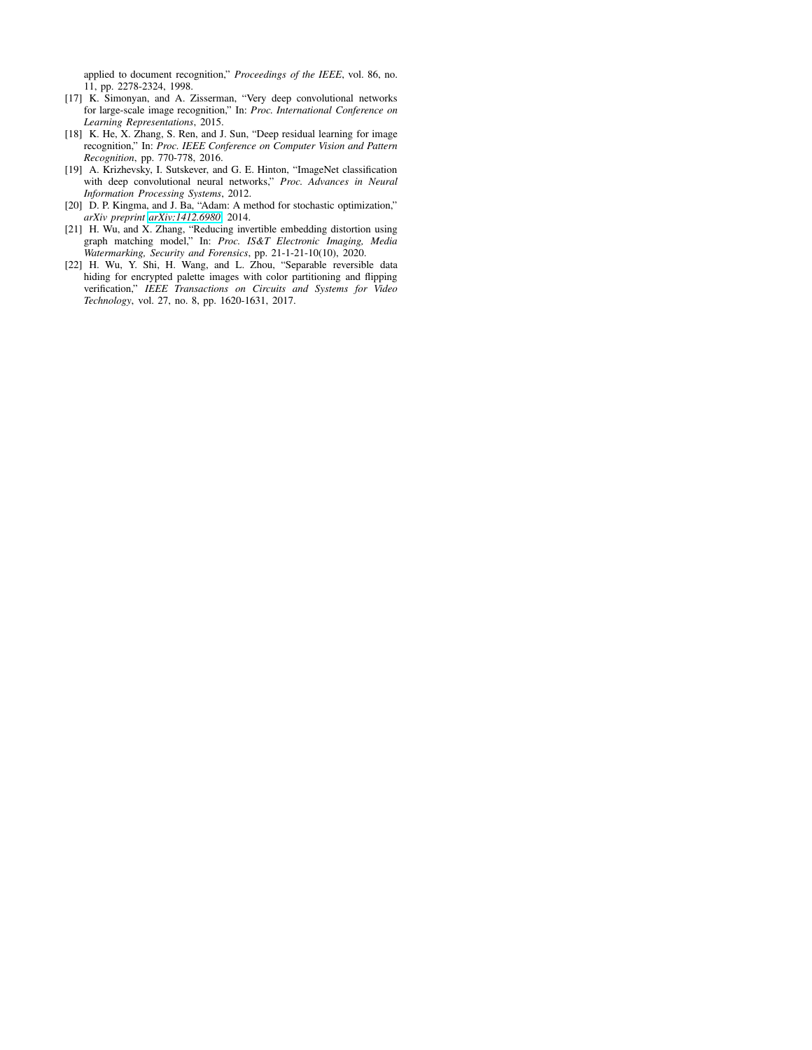applied to document recognition," *Proceedings of the IEEE*, vol. 86, no. 11, pp. 2278-2324, 1998.

[17] K. Simonyan, and A. Zisserman, "Very deep convolutional networks for large-scale image recognition," In: *Proc. International Conference on Learning Representations*, 2015.

[18] K. He, X. Zhang, S. Ren, and J. Sun, "Deep residual learning for image recognition," In: *Proc. IEEE Conference on Computer Vision and Pattern Recognition*, pp. 770-778, 2016.

[19] A. Krizhevsky, I. Sutskever, and G. E. Hinton, "ImageNet classification with deep convolutional neural networks," *Proc. Advances in Neural Information Processing Systems*, 2012.

[20] D. P. Kingma, and J. Ba, "Adam: A method for stochastic optimization," *arXiv preprint arXiv:1412.6980*, 2014.

[21] H. Wu, and X. Zhang, "Reducing invertible embedding distortion using graph matching model," In: *Proc. IS&T Electronic Imaging, Media Watermarking, Security and Forensics*, pp. 21-1-21-10(10), 2020.

[22] H. Wu, Y. Shi, H. Wang, and L. Zhou, "Separable reversible data hiding for encrypted palette images with color partitioning and flipping verification," *IEEE Transactions on Circuits and Systems for Video Technology*, vol. 27, no. 8, pp. 1620-1631, 2017.